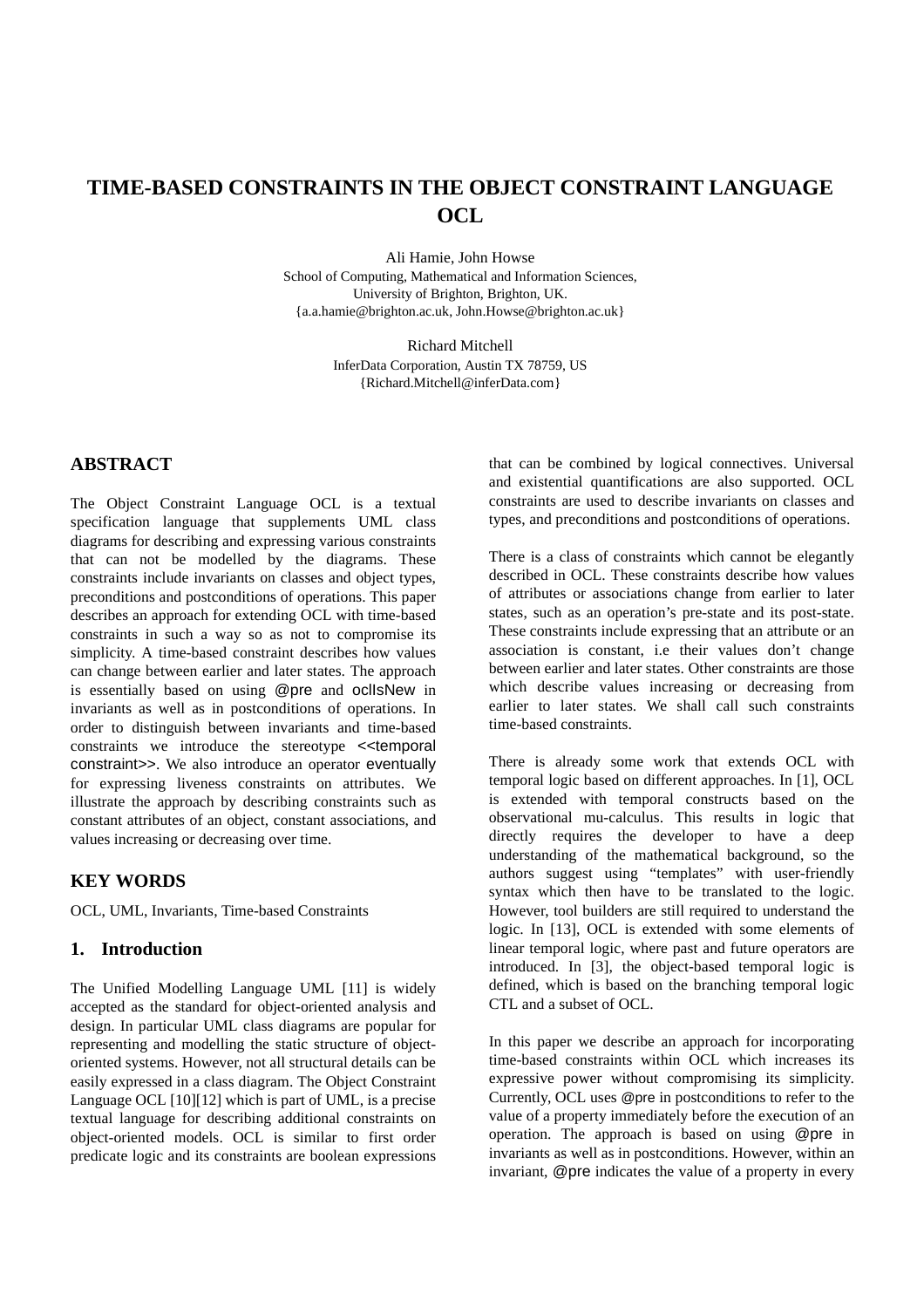# TIME-BASED CONSTRAINTS IN THE OBJECT CONSTRAINT LANGUAGE OCL

Ali Hamie, John Howse
School of Computing, Mathematical and Information Sciences,
University of Brighton, Brighton, UK.
{a.a.hamie@brighton.ac.uk, John.Howse@brighton.ac.uk}

Richard Mitchell
InferData Corporation, Austin TX 78759, US
{Richard.Mitchell@inferData.com}

## ABSTRACT

The Object Constraint Language OCL is a textual specification language that supplements UML class diagrams for describing and expressing various constraints that can not be modelled by the diagrams. These constraints include invariants on classes and object types, preconditions and postconditions of operations. This paper describes an approach for extending OCL with time-based constraints in such a way so as not to compromise its simplicity. A time-based constraint describes how values can change between earlier and later states. The approach is essentially based on using @pre and oclIsNew in invariants as well as in postconditions of operations. In order to distinguish between invariants and time-based constraints we introduce the stereotype <<temporal constraint>>. We also introduce an operator eventually for expressing liveness constraints on attributes. We illustrate the approach by describing constraints such as constant attributes of an object, constant associations, and values increasing or decreasing over time.

## KEY WORDS

OCL, UML, Invariants, Time-based Constraints

## 1. Introduction

The Unified Modelling Language UML [11] is widely accepted as the standard for object-oriented analysis and design. In particular UML class diagrams are popular for representing and modelling the static structure of object-oriented systems. However, not all structural details can be easily expressed in a class diagram. The Object Constraint Language OCL [10][12] which is part of UML, is a precise textual language for describing additional constraints on object-oriented models. OCL is similar to first order predicate logic and its constraints are boolean expressions that can be combined by logical connectives. Universal and existential quantifications are also supported. OCL constraints are used to describe invariants on classes and types, and preconditions and postconditions of operations.

There is a class of constraints which cannot be elegantly described in OCL. These constraints describe how values of attributes or associations change from earlier to later states, such as an operation's pre-state and its post-state. These constraints include expressing that an attribute or an association is constant, i.e their values don't change between earlier and later states. Other constraints are those which describe values increasing or decreasing from earlier to later states. We shall call such constraints time-based constraints.

There is already some work that extends OCL with temporal logic based on different approaches. In [1], OCL is extended with temporal constructs based on the observational mu-calculus. This results in logic that directly requires the developer to have a deep understanding of the mathematical background, so the authors suggest using "templates" with user-friendly syntax which then have to be translated to the logic. However, tool builders are still required to understand the logic. In [13], OCL is extended with some elements of linear temporal logic, where past and future operators are introduced. In [3], the object-based temporal logic is defined, which is based on the branching temporal logic CTL and a subset of OCL.

In this paper we describe an approach for incorporating time-based constraints within OCL which increases its expressive power without compromising its simplicity. Currently, OCL uses @pre in postconditions to refer to the value of a property immediately before the execution of an operation. The approach is based on using @pre in invariants as well as in postconditions. However, within an invariant, @pre indicates the value of a property in every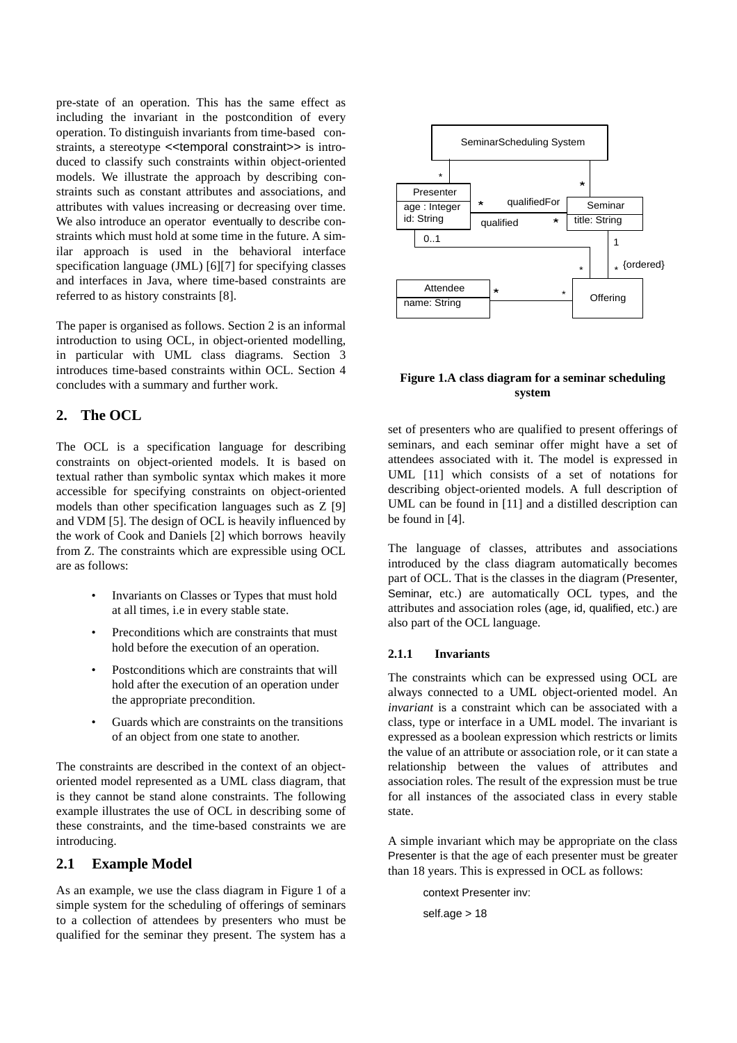pre-state of an operation. This has the same effect as including the invariant in the postcondition of every operation. To distinguish invariants from time-based constraints, a stereotype <<temporal constraint>> is introduced to classify such constraints within object-oriented models. We illustrate the approach by describing constraints such as constant attributes and associations, and attributes with values increasing or decreasing over time. We also introduce an operator eventually to describe constraints which must hold at some time in the future. A similar approach is used in the behavioral interface specification language (JML) [6][7] for specifying classes and interfaces in Java, where time-based constraints are referred to as history constraints [8].

The paper is organised as follows. Section 2 is an informal introduction to using OCL, in object-oriented modelling, in particular with UML class diagrams. Section 3 introduces time-based constraints within OCL. Section 4 concludes with a summary and further work.

## 2. The OCL

The OCL is a specification language for describing constraints on object-oriented models. It is based on textual rather than symbolic syntax which makes it more accessible for specifying constraints on object-oriented models than other specification languages such as Z [9] and VDM [5]. The design of OCL is heavily influenced by the work of Cook and Daniels [2] which borrows heavily from Z. The constraints which are expressible using OCL are as follows:

- Invariants on Classes or Types that must hold at all times, i.e in every stable state.
- Preconditions which are constraints that must hold before the execution of an operation.
- Postconditions which are constraints that will hold after the execution of an operation under the appropriate precondition.
- Guards which are constraints on the transitions of an object from one state to another.

The constraints are described in the context of an object-oriented model represented as a UML class diagram, that is they cannot be stand alone constraints. The following example illustrates the use of OCL in describing some of these constraints, and the time-based constraints we are introducing.

### 2.1 Example Model

As an example, we use the class diagram in Figure 1 of a simple system for the scheduling of offerings of seminars to a collection of attendees by presenters who must be qualified for the seminar they present. The system has a set of presenters who are qualified to present offerings of seminars, and each seminar offer might have a set of attendees associated with it. The model is expressed in UML [11] which consists of a set of notations for describing object-oriented models. A full description of UML can be found in [11] and a distilled description can be found in [4].

**Figure 1.A class diagram for a seminar scheduling system**

The language of classes, attributes and associations introduced by the class diagram automatically becomes part of OCL. That is the classes in the diagram (Presenter, Seminar, etc.) are automatically OCL types, and the attributes and association roles (age, id, qualified, etc.) are also part of the OCL language.

#### 2.1.1 Invariants

The constraints which can be expressed using OCL are always connected to a UML object-oriented model. An *invariant* is a constraint which can be associated with a class, type or interface in a UML model. The invariant is expressed as a boolean expression which restricts or limits the value of an attribute or association role, or it can state a relationship between the values of attributes and association roles. The result of the expression must be true for all instances of the associated class in every stable state.

A simple invariant which may be appropriate on the class Presenter is that the age of each presenter must be greater than 18 years. This is expressed in OCL as follows:

```
context Presenter inv:
self.age > 18
```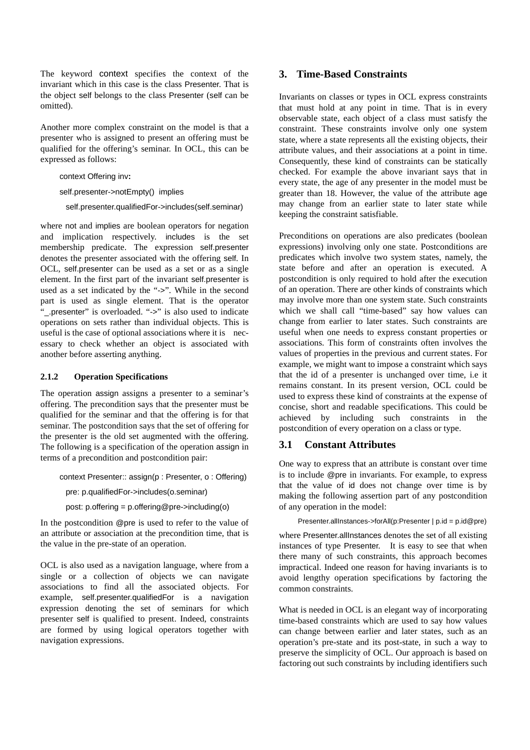The keyword context specifies the context of the invariant which in this case is the class Presenter. That is the object self belongs to the class Presenter (self can be omitted).

Another more complex constraint on the model is that a presenter who is assigned to present an offering must be qualified for the offering's seminar. In OCL, this can be expressed as follows:

```
context Offering inv:
self.presenter->notEmpty()  implies
  self.presenter.qualifiedFor->includes(self.seminar)
```

where not and implies are boolean operators for negation and implication respectively. includes is the set membership predicate. The expression self.presenter denotes the presenter associated with the offering self. In OCL, self.presenter can be used as a set or as a single element. In the first part of the invariant self.presenter is used as a set indicated by the "->". While in the second part is used as single element. That is the operator "_.presenter" is overloaded. "->" is also used to indicate operations on sets rather than individual objects. This is useful is the case of optional associations where it is necessary to check whether an object is associated with another before asserting anything.

#### 2.1.2 Operation Specifications

The operation assign assigns a presenter to a seminar's offering. The precondition says that the presenter must be qualified for the seminar and that the offering is for that seminar. The postcondition says that the set of offering for the presenter is the old set augmented with the offering. The following is a specification of the operation assign in terms of a precondition and postcondition pair:

```
context Presenter:: assign(p : Presenter, o : Offering)
  pre: p.qualifiedFor->includes(o.seminar)
  post: p.offering = p.offering@pre->including(o)
```

In the postcondition @pre is used to refer to the value of an attribute or association at the precondition time, that is the value in the pre-state of an operation.

OCL is also used as a navigation language, where from a single or a collection of objects we can navigate associations to find all the associated objects. For example, self.presenter.qualifiedFor is a navigation expression denoting the set of seminars for which presenter self is qualified to present. Indeed, constraints are formed by using logical operators together with navigation expressions.

## 3. Time-Based Constraints

Invariants on classes or types in OCL express constraints that must hold at any point in time. That is in every observable state, each object of a class must satisfy the constraint. These constraints involve only one system state, where a state represents all the existing objects, their attribute values, and their associations at a point in time. Consequently, these kind of constraints can be statically checked. For example the above invariant says that in every state, the age of any presenter in the model must be greater than 18. However, the value of the attribute age may change from an earlier state to later state while keeping the constraint satisfiable.

Preconditions on operations are also predicates (boolean expressions) involving only one state. Postconditions are predicates which involve two system states, namely, the state before and after an operation is executed. A postcondition is only required to hold after the execution of an operation. There are other kinds of constraints which may involve more than one system state. Such constraints which we shall call "time-based" say how values can change from earlier to later states. Such constraints are useful when one needs to express constant properties or associations. This form of constraints often involves the values of properties in the previous and current states. For example, we might want to impose a constraint which says that the id of a presenter is unchanged over time, i.e it remains constant. In its present version, OCL could be used to express these kind of constraints at the expense of concise, short and readable specifications. This could be achieved by including such constraints in the postcondition of every operation on a class or type.

### 3.1 Constant Attributes

One way to express that an attribute is constant over time is to include @pre in invariants. For example, to express that the value of id does not change over time is by making the following assertion part of any postcondition of any operation in the model:

```
Presenter.allInstances->forAll(p:Presenter | p.id = p.id@pre)
```

where Presenter.allInstances denotes the set of all existing instances of type Presenter. It is easy to see that when there many of such constraints, this approach becomes impractical. Indeed one reason for having invariants is to avoid lengthy operation specifications by factoring the common constraints.

What is needed in OCL is an elegant way of incorporating time-based constraints which are used to say how values can change between earlier and later states, such as an operation's pre-state and its post-state, in such a way to preserve the simplicity of OCL. Our approach is based on factoring out such constraints by including identifiers such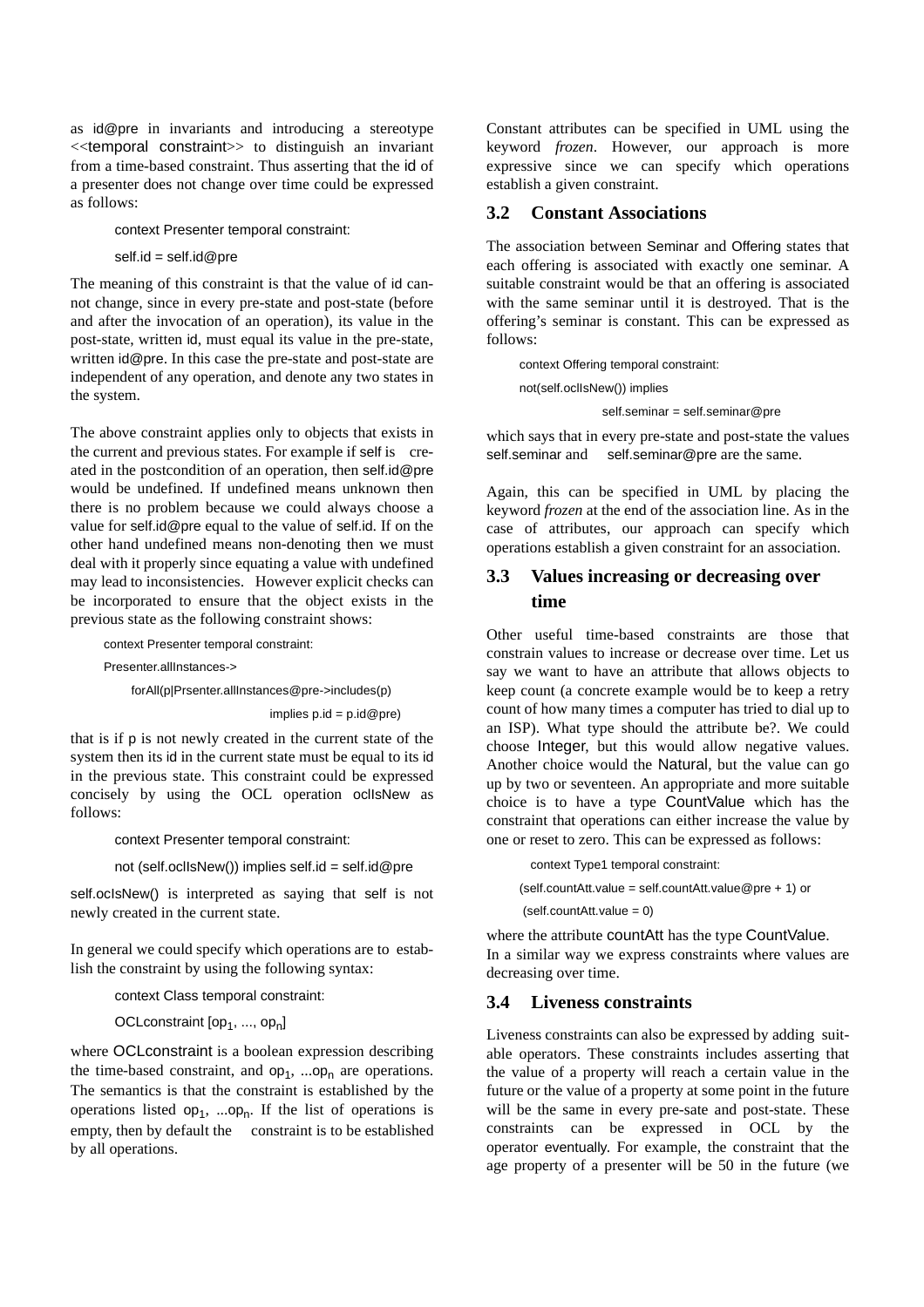as id@pre in invariants and introducing a stereotype <<temporal constraint>> to distinguish an invariant from a time-based constraint. Thus asserting that the id of a presenter does not change over time could be expressed as follows:

```
context Presenter temporal constraint:
self.id = self.id@pre
```

The meaning of this constraint is that the value of id cannot change, since in every pre-state and post-state (before and after the invocation of an operation), its value in the post-state, written id, must equal its value in the pre-state, written id@pre. In this case the pre-state and post-state are independent of any operation, and denote any two states in the system.

The above constraint applies only to objects that exists in the current and previous states. For example if self is created in the postcondition of an operation, then self.id@pre would be undefined. If undefined means unknown then there is no problem because we could always choose a value for self.id@pre equal to the value of self.id. If on the other hand undefined means non-denoting then we must deal with it properly since equating a value with undefined may lead to inconsistencies. However explicit checks can be incorporated to ensure that the object exists in the previous state as the following constraint shows:

```
context Presenter temporal constraint:
Presenter.allInstances->
    forAll(p|Prsenter.allInstances@pre->includes(p)
                                implies p.id = p.id@pre)
```

that is if p is not newly created in the current state of the system then its id in the current state must be equal to its id in the previous state. This constraint could be expressed concisely by using the OCL operation oclIsNew as follows:

```
context Presenter temporal constraint:
not (self.oclIsNew()) implies self.id = self.id@pre
```

self.ocIsNew() is interpreted as saying that self is not newly created in the current state.

In general we could specify which operations are to establish the constraint by using the following syntax:

context Class temporal constraint:

OCLconstraint [$op_1$, ..., $op_n$]

where OCLconstraint is a boolean expression describing the time-based constraint, and $op_1$, ...$op_n$ are operations. The semantics is that the constraint is established by the operations listed $op_1$, ...$op_n$. If the list of operations is empty, then by default the constraint is to be established by all operations.

Constant attributes can be specified in UML using the keyword *frozen*. However, our approach is more expressive since we can specify which operations establish a given constraint.

## 3.2 Constant Associations

The association between Seminar and Offering states that each offering is associated with exactly one seminar. A suitable constraint would be that an offering is associated with the same seminar until it is destroyed. That is the offering's seminar is constant. This can be expressed as follows:

```
context Offering temporal constraint:
not(self.oclIsNew()) implies
            self.seminar = self.seminar@pre
```

which says that in every pre-state and post-state the values self.seminar and self.seminar@pre are the same.

Again, this can be specified in UML by placing the keyword *frozen* at the end of the association line. As in the case of attributes, our approach can specify which operations establish a given constraint for an association.

## 3.3 Values increasing or decreasing over time

Other useful time-based constraints are those that constrain values to increase or decrease over time. Let us say we want to have an attribute that allows objects to keep count (a concrete example would be to keep a retry count of how many times a computer has tried to dial up to an ISP). What type should the attribute be?. We could choose Integer, but this would allow negative values. Another choice would the Natural, but the value can go up by two or seventeen. An appropriate and more suitable choice is to have a type CountValue which has the constraint that operations can either increase the value by one or reset to zero. This can be expressed as follows:

```
context Type1 temporal constraint:
(self.countAtt.value = self.countAtt.value@pre + 1) or
(self.countAtt.value = 0)
```

where the attribute countAtt has the type CountValue. In a similar way we express constraints where values are decreasing over time.

## 3.4 Liveness constraints

Liveness constraints can also be expressed by adding suitable operators. These constraints includes asserting that the value of a property will reach a certain value in the future or the value of a property at some point in the future will be the same in every pre-sate and post-state. These constraints can be expressed in OCL by the operator eventually. For example, the constraint that the age property of a presenter will be 50 in the future (we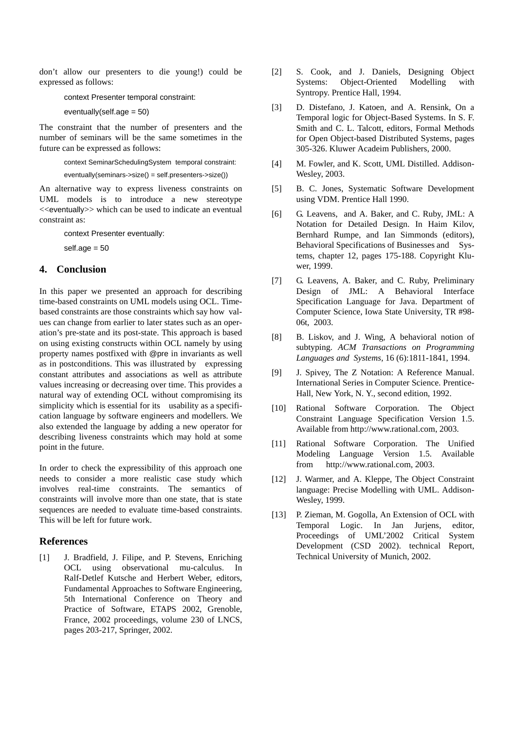don't allow our presenters to die young!) could be expressed as follows:

```
context Presenter temporal constraint:
eventually(self.age = 50)
```

The constraint that the number of presenters and the number of seminars will be the same sometimes in the future can be expressed as follows:

```
context SeminarSchedulingSystem temporal constraint:
eventually(seminars->size() = self.presenters->size())
```

An alternative way to express liveness constraints on UML models is to introduce a new stereotype <<eventually>> which can be used to indicate an eventual constraint as:

```
context Presenter eventually:
self.age = 50
```

## 4. Conclusion

In this paper we presented an approach for describing time-based constraints on UML models using OCL. Time-based constraints are those constraints which say how values can change from earlier to later states such as an operation's pre-state and its post-state. This approach is based on using existing constructs within OCL namely by using property names postfixed with @pre in invariants as well as in postconditions. This was illustrated by expressing constant attributes and associations as well as attribute values increasing or decreasing over time. This provides a natural way of extending OCL without compromising its simplicity which is essential for its usability as a specification language by software engineers and modellers. We also extended the language by adding a new operator for describing liveness constraints which may hold at some point in the future.

In order to check the expressibility of this approach one needs to consider a more realistic case study which involves real-time constraints. The semantics of constraints will involve more than one state, that is state sequences are needed to evaluate time-based constraints. This will be left for future work.

## References

[1] J. Bradfield, J. Filipe, and P. Stevens, Enriching OCL using observational mu-calculus. In Ralf-Detlef Kutsche and Herbert Weber, editors, Fundamental Approaches to Software Engineering, 5th International Conference on Theory and Practice of Software, ETAPS 2002, Grenoble, France, 2002 proceedings, volume 230 of LNCS, pages 203-217, Springer, 2002.

[2] S. Cook, and J. Daniels, Designing Object Systems: Object-Oriented Modelling with Syntropy. Prentice Hall, 1994.

[3] D. Distefano, J. Katoen, and A. Rensink, On a Temporal logic for Object-Based Systems. In S. F. Smith and C. L. Talcott, editors, Formal Methods for Open Object-based Distributed Systems, pages 305-326. Kluwer Acadeim Publishers, 2000.

[4] M. Fowler, and K. Scott, UML Distilled. Addison-Wesley, 2003.

[5] B. C. Jones, Systematic Software Development using VDM. Prentice Hall 1990.

[6] G. Leavens, and A. Baker, and C. Ruby, JML: A Notation for Detailed Design. In Haim Kilov, Bernhard Rumpe, and Ian Simmonds (editors), Behavioral Specifications of Businesses and Systems, chapter 12, pages 175-188. Copyright Kluwer, 1999.

[7] G. Leavens, A. Baker, and C. Ruby, Preliminary Design of JML: A Behavioral Interface Specification Language for Java. Department of Computer Science, Iowa State University, TR #98-06t, 2003.

[8] B. Liskov, and J. Wing, A behavioral notion of subtyping. *ACM Transactions on Programming Languages and Systems*, 16 (6):1811-1841, 1994.

[9] J. Spivey, The Z Notation: A Reference Manual. International Series in Computer Science. Prentice-Hall, New York, N. Y., second edition, 1992.

[10] Rational Software Corporation. The Object Constraint Language Specification Version 1.5. Available from http://www.rational.com, 2003.

[11] Rational Software Corporation. The Unified Modeling Language Version 1.5. Available from http://www.rational.com, 2003.

[12] J. Warmer, and A. Kleppe, The Object Constraint language: Precise Modelling with UML. Addison-Wesley, 1999.

[13] P. Zieman, M. Gogolla, An Extension of OCL with Temporal Logic. In Jan Jurjens, editor, Proceedings of UML'2002 Critical System Development (CSD 2002). technical Report, Technical University of Munich, 2002.